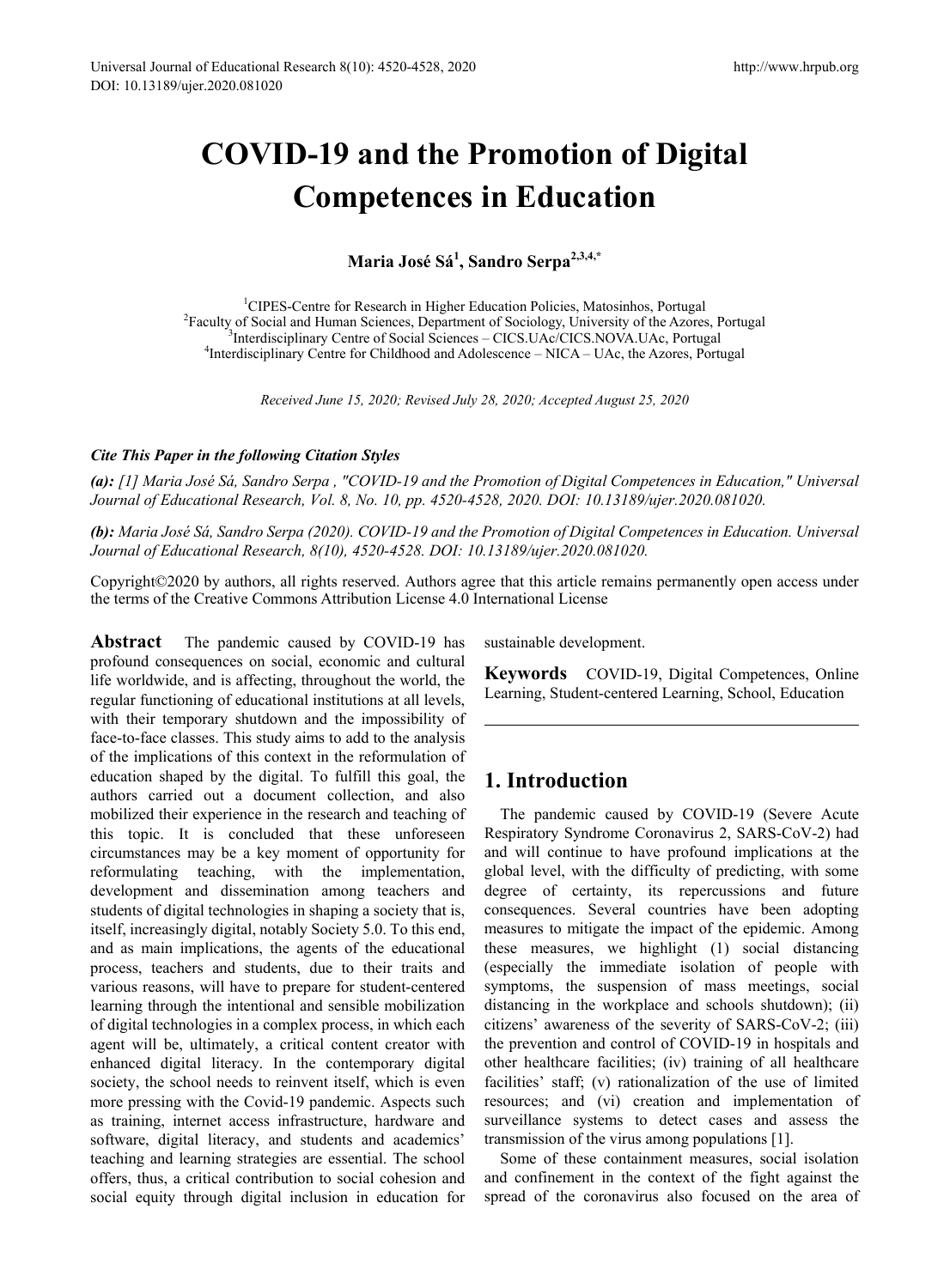# COVID-19 and the Promotion of Digital Competences in Education

**Maria José Sá[1], Sandro Serpa[2,3,4,*]**

[1]CIPES-Centre for Research in Higher Education Policies, Matosinhos, Portugal
[2]Faculty of Social and Human Sciences, Department of Sociology, University of the Azores, Portugal
[3]Interdisciplinary Centre of Social Sciences – CICS.UAc/CICS.NOVA.UAc, Portugal
[4]Interdisciplinary Centre for Childhood and Adolescence – NICA – UAc, the Azores, Portugal

*Received June 15, 2020; Revised July 28, 2020; Accepted August 25, 2020*

***Cite This Paper in the following Citation Styles***

***(a):** [1] Maria José Sá, Sandro Serpa , "COVID-19 and the Promotion of Digital Competences in Education," Universal Journal of Educational Research, Vol. 8, No. 10, pp. 4520-4528, 2020. DOI: 10.13189/ujer.2020.081020.*

***(b):** Maria José Sá, Sandro Serpa (2020). COVID-19 and the Promotion of Digital Competences in Education. Universal Journal of Educational Research, 8(10), 4520-4528. DOI: 10.13189/ujer.2020.081020.*

Copyright©2020 by authors, all rights reserved. Authors agree that this article remains permanently open access under the terms of the Creative Commons Attribution License 4.0 International License

**Abstract** The pandemic caused by COVID-19 has profound consequences on social, economic and cultural life worldwide, and is affecting, throughout the world, the regular functioning of educational institutions at all levels, with their temporary shutdown and the impossibility of face-to-face classes. This study aims to add to the analysis of the implications of this context in the reformulation of education shaped by the digital. To fulfill this goal, the authors carried out a document collection, and also mobilized their experience in the research and teaching of this topic. It is concluded that these unforeseen circumstances may be a key moment of opportunity for reformulating teaching, with the implementation, development and dissemination among teachers and students of digital technologies in shaping a society that is, itself, increasingly digital, notably Society 5.0. To this end, and as main implications, the agents of the educational process, teachers and students, due to their traits and various reasons, will have to prepare for student-centered learning through the intentional and sensible mobilization of digital technologies in a complex process, in which each agent will be, ultimately, a critical content creator with enhanced digital literacy. In the contemporary digital society, the school needs to reinvent itself, which is even more pressing with the Covid-19 pandemic. Aspects such as training, internet access infrastructure, hardware and software, digital literacy, and students and academics' teaching and learning strategies are essential. The school offers, thus, a critical contribution to social cohesion and social equity through digital inclusion in education for sustainable development.

**Keywords** COVID-19, Digital Competences, Online Learning, Student-centered Learning, School, Education

## 1. Introduction

The pandemic caused by COVID-19 (Severe Acute Respiratory Syndrome Coronavirus 2, SARS-CoV-2) had and will continue to have profound implications at the global level, with the difficulty of predicting, with some degree of certainty, its repercussions and future consequences. Several countries have been adopting measures to mitigate the impact of the epidemic. Among these measures, we highlight (1) social distancing (especially the immediate isolation of people with symptoms, the suspension of mass meetings, social distancing in the workplace and schools shutdown); (ii) citizens' awareness of the severity of SARS-CoV-2; (iii) the prevention and control of COVID-19 in hospitals and other healthcare facilities; (iv) training of all healthcare facilities' staff; (v) rationalization of the use of limited resources; and (vi) creation and implementation of surveillance systems to detect cases and assess the transmission of the virus among populations [1].

Some of these containment measures, social isolation and confinement in the context of the fight against the spread of the coronavirus also focused on the area of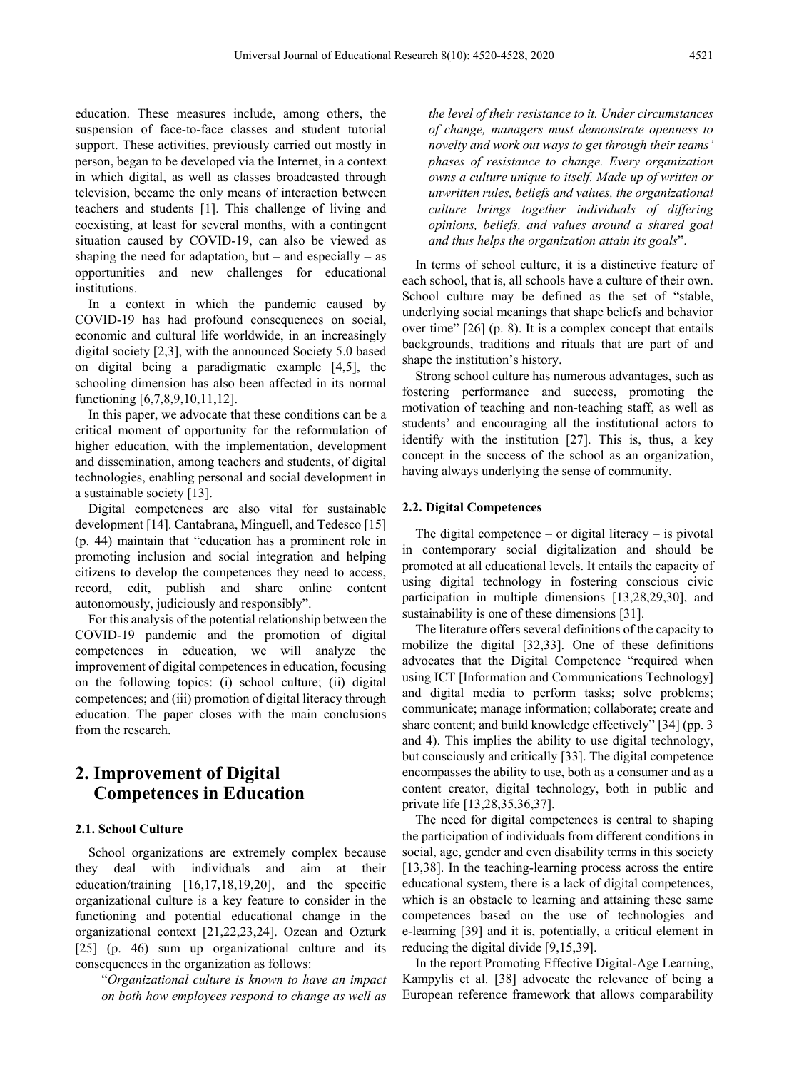education. These measures include, among others, the suspension of face-to-face classes and student tutorial support. These activities, previously carried out mostly in person, began to be developed via the Internet, in a context in which digital, as well as classes broadcasted through television, became the only means of interaction between teachers and students [1]. This challenge of living and coexisting, at least for several months, with a contingent situation caused by COVID-19, can also be viewed as shaping the need for adaptation, but – and especially – as opportunities and new challenges for educational institutions.

In a context in which the pandemic caused by COVID-19 has had profound consequences on social, economic and cultural life worldwide, in an increasingly digital society [2,3], with the announced Society 5.0 based on digital being a paradigmatic example [4,5], the schooling dimension has also been affected in its normal functioning [6,7,8,9,10,11,12].

In this paper, we advocate that these conditions can be a critical moment of opportunity for the reformulation of higher education, with the implementation, development and dissemination, among teachers and students, of digital technologies, enabling personal and social development in a sustainable society [13].

Digital competences are also vital for sustainable development [14]. Cantabrana, Minguell, and Tedesco [15] (p. 44) maintain that "education has a prominent role in promoting inclusion and social integration and helping citizens to develop the competences they need to access, record, edit, publish and share online content autonomously, judiciously and responsibly".

For this analysis of the potential relationship between the COVID-19 pandemic and the promotion of digital competences in education, we will analyze the improvement of digital competences in education, focusing on the following topics: (i) school culture; (ii) digital competences; and (iii) promotion of digital literacy through education. The paper closes with the main conclusions from the research.

## 2. Improvement of Digital Competences in Education

### 2.1. School Culture

School organizations are extremely complex because they deal with individuals and aim at their education/training [16,17,18,19,20], and the specific organizational culture is a key feature to consider in the functioning and potential educational change in the organizational context [21,22,23,24]. Ozcan and Ozturk [25] (p. 46) sum up organizational culture and its consequences in the organization as follows:

> "*Organizational culture is known to have an impact on both how employees respond to change as well as the level of their resistance to it. Under circumstances of change, managers must demonstrate openness to novelty and work out ways to get through their teams' phases of resistance to change. Every organization owns a culture unique to itself. Made up of written or unwritten rules, beliefs and values, the organizational culture brings together individuals of differing opinions, beliefs, and values around a shared goal and thus helps the organization attain its goals*".

In terms of school culture, it is a distinctive feature of each school, that is, all schools have a culture of their own. School culture may be defined as the set of "stable, underlying social meanings that shape beliefs and behavior over time" [26] (p. 8). It is a complex concept that entails backgrounds, traditions and rituals that are part of and shape the institution's history.

Strong school culture has numerous advantages, such as fostering performance and success, promoting the motivation of teaching and non-teaching staff, as well as students' and encouraging all the institutional actors to identify with the institution [27]. This is, thus, a key concept in the success of the school as an organization, having always underlying the sense of community.

### 2.2. Digital Competences

The digital competence – or digital literacy – is pivotal in contemporary social digitalization and should be promoted at all educational levels. It entails the capacity of using digital technology in fostering conscious civic participation in multiple dimensions [13,28,29,30], and sustainability is one of these dimensions [31].

The literature offers several definitions of the capacity to mobilize the digital [32,33]. One of these definitions advocates that the Digital Competence "required when using ICT [Information and Communications Technology] and digital media to perform tasks; solve problems; communicate; manage information; collaborate; create and share content; and build knowledge effectively" [34] (pp. 3 and 4). This implies the ability to use digital technology, but consciously and critically [33]. The digital competence encompasses the ability to use, both as a consumer and as a content creator, digital technology, both in public and private life [13,28,35,36,37].

The need for digital competences is central to shaping the participation of individuals from different conditions in social, age, gender and even disability terms in this society [13,38]. In the teaching-learning process across the entire educational system, there is a lack of digital competences, which is an obstacle to learning and attaining these same competences based on the use of technologies and e-learning [39] and it is, potentially, a critical element in reducing the digital divide [9,15,39].

In the report Promoting Effective Digital-Age Learning, Kampylis et al. [38] advocate the relevance of being a European reference framework that allows comparability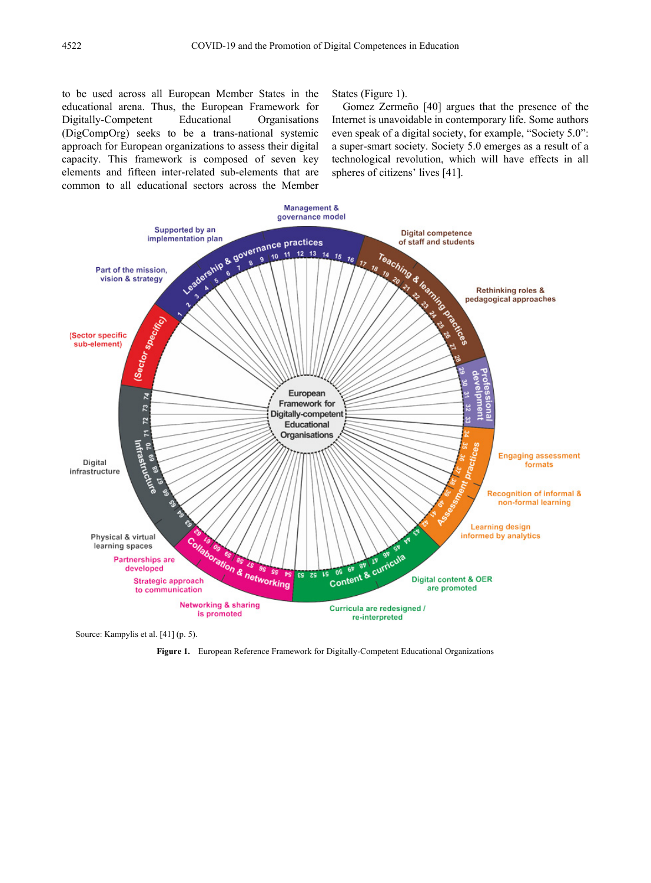to be used across all European Member States in the educational arena. Thus, the European Framework for Digitally-Competent Educational Organisations (DigCompOrg) seeks to be a trans-national systemic approach for European organizations to assess their digital capacity. This framework is composed of seven key elements and fifteen inter-related sub-elements that are common to all educational sectors across the Member States (Figure 1).

Gomez Zermeño [40] argues that the presence of the Internet is unavoidable in contemporary life. Some authors even speak of a digital society, for example, "Society 5.0": a super-smart society. Society 5.0 emerges as a result of a technological revolution, which will have effects in all spheres of citizens' lives [41].

Source: Kampylis et al. [41] (p. 5).

**Figure 1.** European Reference Framework for Digitally-Competent Educational Organizations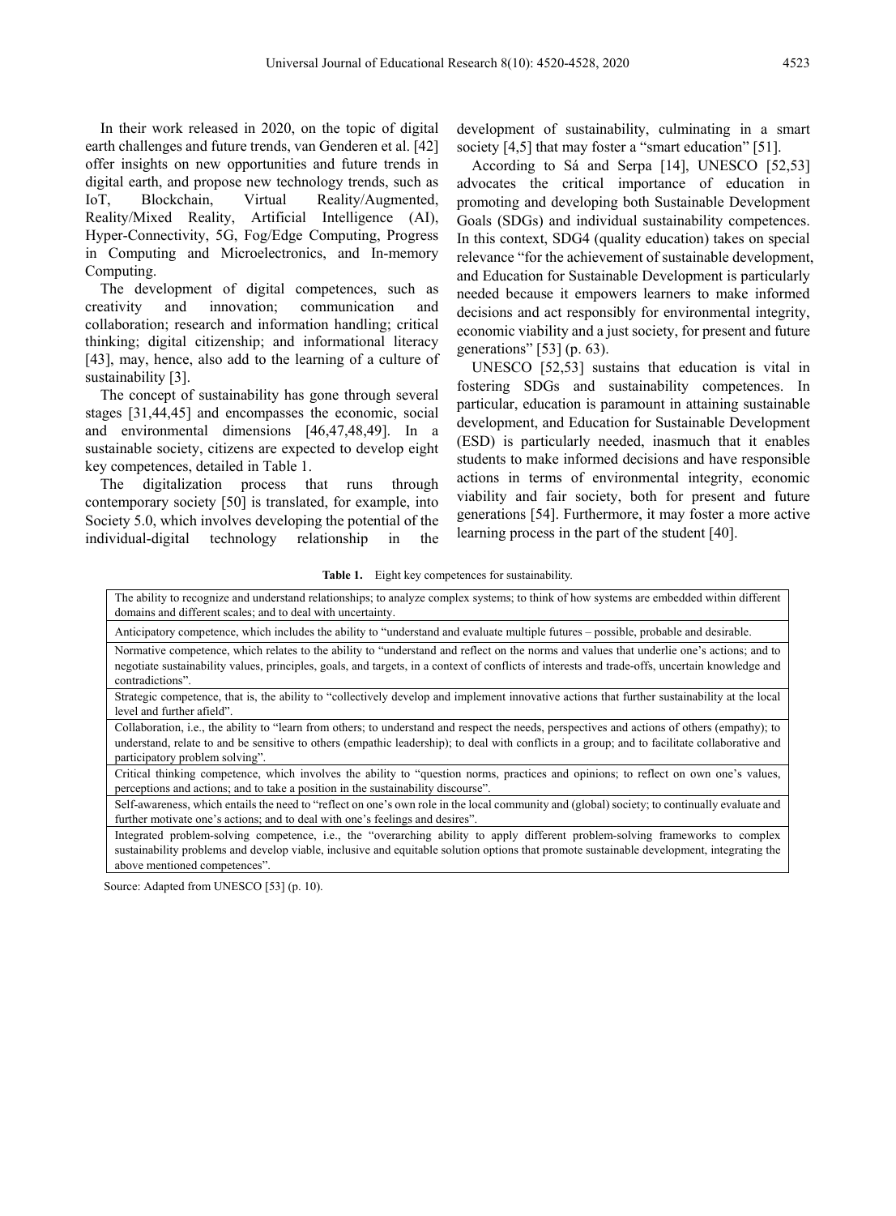In their work released in 2020, on the topic of digital earth challenges and future trends, van Genderen et al. [42] offer insights on new opportunities and future trends in digital earth, and propose new technology trends, such as IoT, Blockchain, Virtual Reality/Augmented, Reality/Mixed Reality, Artificial Intelligence (AI), Hyper-Connectivity, 5G, Fog/Edge Computing, Progress in Computing and Microelectronics, and In-memory Computing.

The development of digital competences, such as creativity and innovation; communication and collaboration; research and information handling; critical thinking; digital citizenship; and informational literacy [43], may, hence, also add to the learning of a culture of sustainability [3].

The concept of sustainability has gone through several stages [31,44,45] and encompasses the economic, social and environmental dimensions [46,47,48,49]. In a sustainable society, citizens are expected to develop eight key competences, detailed in Table 1.

The digitalization process that runs through contemporary society [50] is translated, for example, into Society 5.0, which involves developing the potential of the individual-digital technology relationship in the development of sustainability, culminating in a smart society [4,5] that may foster a "smart education" [51].

According to Sá and Serpa [14], UNESCO [52,53] advocates the critical importance of education in promoting and developing both Sustainable Development Goals (SDGs) and individual sustainability competences. In this context, SDG4 (quality education) takes on special relevance "for the achievement of sustainable development, and Education for Sustainable Development is particularly needed because it empowers learners to make informed decisions and act responsibly for environmental integrity, economic viability and a just society, for present and future generations" [53] (p. 63).

UNESCO [52,53] sustains that education is vital in fostering SDGs and sustainability competences. In particular, education is paramount in attaining sustainable development, and Education for Sustainable Development (ESD) is particularly needed, inasmuch that it enables students to make informed decisions and have responsible actions in terms of environmental integrity, economic viability and fair society, both for present and future generations [54]. Furthermore, it may foster a more active learning process in the part of the student [40].

**Table 1.** Eight key competences for sustainability.

| |
|---|
| The ability to recognize and understand relationships; to analyze complex systems; to think of how systems are embedded within different domains and different scales; and to deal with uncertainty. |
| Anticipatory competence, which includes the ability to "understand and evaluate multiple futures – possible, probable and desirable. |
| Normative competence, which relates to the ability to "understand and reflect on the norms and values that underlie one's actions; and to negotiate sustainability values, principles, goals, and targets, in a context of conflicts of interests and trade-offs, uncertain knowledge and contradictions". |
| Strategic competence, that is, the ability to "collectively develop and implement innovative actions that further sustainability at the local level and further afield". |
| Collaboration, i.e., the ability to "learn from others; to understand and respect the needs, perspectives and actions of others (empathy); to understand, relate to and be sensitive to others (empathic leadership); to deal with conflicts in a group; and to facilitate collaborative and participatory problem solving". |
| Critical thinking competence, which involves the ability to "question norms, practices and opinions; to reflect on own one's values, perceptions and actions; and to take a position in the sustainability discourse". |
| Self-awareness, which entails the need to "reflect on one's own role in the local community and (global) society; to continually evaluate and further motivate one's actions; and to deal with one's feelings and desires". |
| Integrated problem-solving competence, i.e., the "overarching ability to apply different problem-solving frameworks to complex sustainability problems and develop viable, inclusive and equitable solution options that promote sustainable development, integrating the above mentioned competences". |

Source: Adapted from UNESCO [53] (p. 10).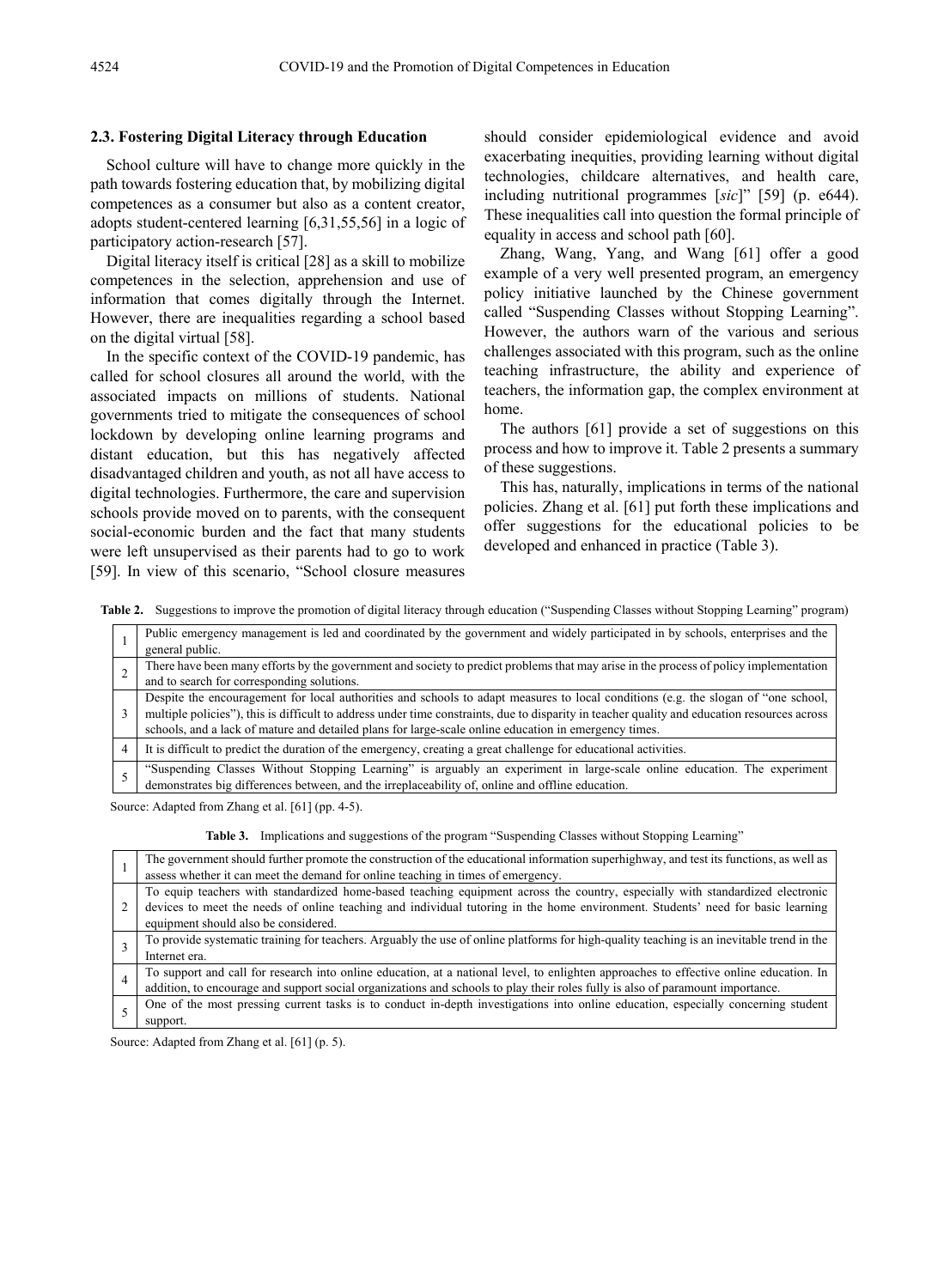### 2.3. Fostering Digital Literacy through Education

School culture will have to change more quickly in the path towards fostering education that, by mobilizing digital competences as a consumer but also as a content creator, adopts student-centered learning [6,31,55,56] in a logic of participatory action-research [57].

Digital literacy itself is critical [28] as a skill to mobilize competences in the selection, apprehension and use of information that comes digitally through the Internet. However, there are inequalities regarding a school based on the digital virtual [58].

In the specific context of the COVID-19 pandemic, has called for school closures all around the world, with the associated impacts on millions of students. National governments tried to mitigate the consequences of school lockdown by developing online learning programs and distant education, but this has negatively affected disadvantaged children and youth, as not all have access to digital technologies. Furthermore, the care and supervision schools provide moved on to parents, with the consequent social-economic burden and the fact that many students were left unsupervised as their parents had to go to work [59]. In view of this scenario, "School closure measures should consider epidemiological evidence and avoid exacerbating inequities, providing learning without digital technologies, childcare alternatives, and health care, including nutritional programmes [*sic*]" [59] (p. e644). These inequalities call into question the formal principle of equality in access and school path [60].

Zhang, Wang, Yang, and Wang [61] offer a good example of a very well presented program, an emergency policy initiative launched by the Chinese government called "Suspending Classes without Stopping Learning". However, the authors warn of the various and serious challenges associated with this program, such as the online teaching infrastructure, the ability and experience of teachers, the information gap, the complex environment at home.

The authors [61] provide a set of suggestions on this process and how to improve it. Table 2 presents a summary of these suggestions.

This has, naturally, implications in terms of the national policies. Zhang et al. [61] put forth these implications and offer suggestions for the educational policies to be developed and enhanced in practice (Table 3).

**Table 2.** Suggestions to improve the promotion of digital literacy through education ("Suspending Classes without Stopping Learning" program)

| | |
|---|---|
| 1 | Public emergency management is led and coordinated by the government and widely participated in by schools, enterprises and the general public. |
| 2 | There have been many efforts by the government and society to predict problems that may arise in the process of policy implementation and to search for corresponding solutions. |
| 3 | Despite the encouragement for local authorities and schools to adapt measures to local conditions (e.g. the slogan of "one school, multiple policies"), this is difficult to address under time constraints, due to disparity in teacher quality and education resources across schools, and a lack of mature and detailed plans for large-scale online education in emergency times. |
| 4 | It is difficult to predict the duration of the emergency, creating a great challenge for educational activities. |
| 5 | "Suspending Classes Without Stopping Learning" is arguably an experiment in large-scale online education. The experiment demonstrates big differences between, and the irreplaceability of, online and offline education. |

Source: Adapted from Zhang et al. [61] (pp. 4-5).

**Table 3.** Implications and suggestions of the program "Suspending Classes without Stopping Learning"

| | |
|---|---|
| 1 | The government should further promote the construction of the educational information superhighway, and test its functions, as well as assess whether it can meet the demand for online teaching in times of emergency. |
| 2 | To equip teachers with standardized home-based teaching equipment across the country, especially with standardized electronic devices to meet the needs of online teaching and individual tutoring in the home environment. Students' need for basic learning equipment should also be considered. |
| 3 | To provide systematic training for teachers. Arguably the use of online platforms for high-quality teaching is an inevitable trend in the Internet era. |
| 4 | To support and call for research into online education, at a national level, to enlighten approaches to effective online education. In addition, to encourage and support social organizations and schools to play their roles fully is also of paramount importance. |
| 5 | One of the most pressing current tasks is to conduct in-depth investigations into online education, especially concerning student support. |

Source: Adapted from Zhang et al. [61] (p. 5).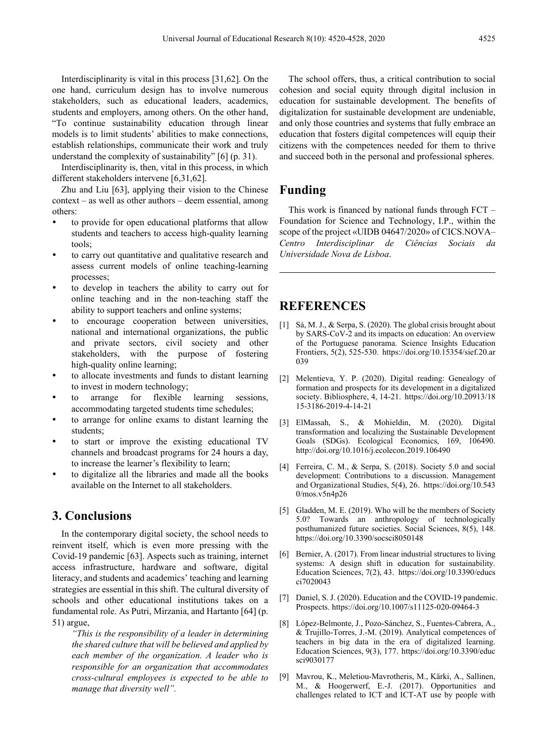Interdisciplinarity is vital in this process [31,62]. On the one hand, curriculum design has to involve numerous stakeholders, such as educational leaders, academics, students and employers, among others. On the other hand, "To continue sustainability education through linear models is to limit students' abilities to make connections, establish relationships, communicate their work and truly understand the complexity of sustainability" [6] (p. 31).

Interdisciplinarity is, then, vital in this process, in which different stakeholders intervene [6,31,62].

Zhu and Liu [63], applying their vision to the Chinese context – as well as other authors – deem essential, among others:

- to provide for open educational platforms that allow students and teachers to access high-quality learning tools;
- to carry out quantitative and qualitative research and assess current models of online teaching-learning processes;
- to develop in teachers the ability to carry out for online teaching and in the non-teaching staff the ability to support teachers and online systems;
- to encourage cooperation between universities, national and international organizations, the public and private sectors, civil society and other stakeholders, with the purpose of fostering high-quality online learning;
- to allocate investments and funds to distant learning to invest in modern technology;
- to arrange for flexible learning sessions, accommodating targeted students time schedules;
- to arrange for online exams to distant learning the students;
- to start or improve the existing educational TV channels and broadcast programs for 24 hours a day, to increase the learner's flexibility to learn;
- to digitalize all the libraries and made all the books available on the Internet to all stakeholders.

## 3. Conclusions

In the contemporary digital society, the school needs to reinvent itself, which is even more pressing with the Covid-19 pandemic [63]. Aspects such as training, internet access infrastructure, hardware and software, digital literacy, and students and academics' teaching and learning strategies are essential in this shift. The cultural diversity of schools and other educational institutions takes on a fundamental role. As Putri, Mirzania, and Hartanto [64] (p. 51) argue,

> *"This is the responsibility of a leader in determining the shared culture that will be believed and applied by each member of the organization. A leader who is responsible for an organization that accommodates cross-cultural employees is expected to be able to manage that diversity well".*

The school offers, thus, a critical contribution to social cohesion and social equity through digital inclusion in education for sustainable development. The benefits of digitalization for sustainable development are undeniable, and only those countries and systems that fully embrace an education that fosters digital competences will equip their citizens with the competences needed for them to thrive and succeed both in the personal and professional spheres.

## Funding

This work is financed by national funds through FCT – Foundation for Science and Technology, I.P., within the scope of the project «UIDB 04647/2020» of CICS.NOVA– *Centro Interdisciplinar de Ciências Sociais da Universidade Nova de Lisboa*.

## REFERENCES

[1] Sá, M. J., & Serpa, S. (2020). The global crisis brought about by SARS-CoV-2 and its impacts on education: An overview of the Portuguese panorama. Science Insights Education Frontiers, 5(2), 525-530. https://doi.org/10.15354/sief.20.ar039

[2] Melentieva, Y. P. (2020). Digital reading: Genealogy of formation and prospects for its development in a digitalized society. Bibliosphere, 4, 14-21. https://doi.org/10.20913/1815-3186-2019-4-14-21

[3] ElMassah, S., & Mohieldin, M. (2020). Digital transformation and localizing the Sustainable Development Goals (SDGs). Ecological Economics, 169, 106490. http://doi.org/10.1016/j.ecolecon.2019.106490

[4] Ferreira, C. M., & Serpa, S. (2018). Society 5.0 and social development: Contributions to a discussion. Management and Organizational Studies, 5(4), 26. https://doi.org/10.5430/mos.v5n4p26

[5] Gladden, M. E. (2019). Who will be the members of Society 5.0? Towards an anthropology of technologically posthumanized future societies. Social Sciences, 8(5), 148. https://doi.org/10.3390/socsci8050148

[6] Bernier, A. (2017). From linear industrial structures to living systems: A design shift in education for sustainability. Education Sciences, 7(2), 43. https://doi.org/10.3390/educsci7020043

[7] Daniel, S. J. (2020). Education and the COVID-19 pandemic. Prospects. https://doi.org/10.1007/s11125-020-09464-3

[8] López-Belmonte, J., Pozo-Sánchez, S., Fuentes-Cabrera, A., & Trujillo-Torres, J.-M. (2019). Analytical competences of teachers in big data in the era of digitalized learning. Education Sciences, 9(3), 177. https://doi.org/10.3390/educsci9030177

[9] Mavrou, K., Meletiou-Mavrotheris, M., Kärki, A., Sallinen, M., & Hoogerwerf, E.-J. (2017). Opportunities and challenges related to ICT and ICT-AT use by people with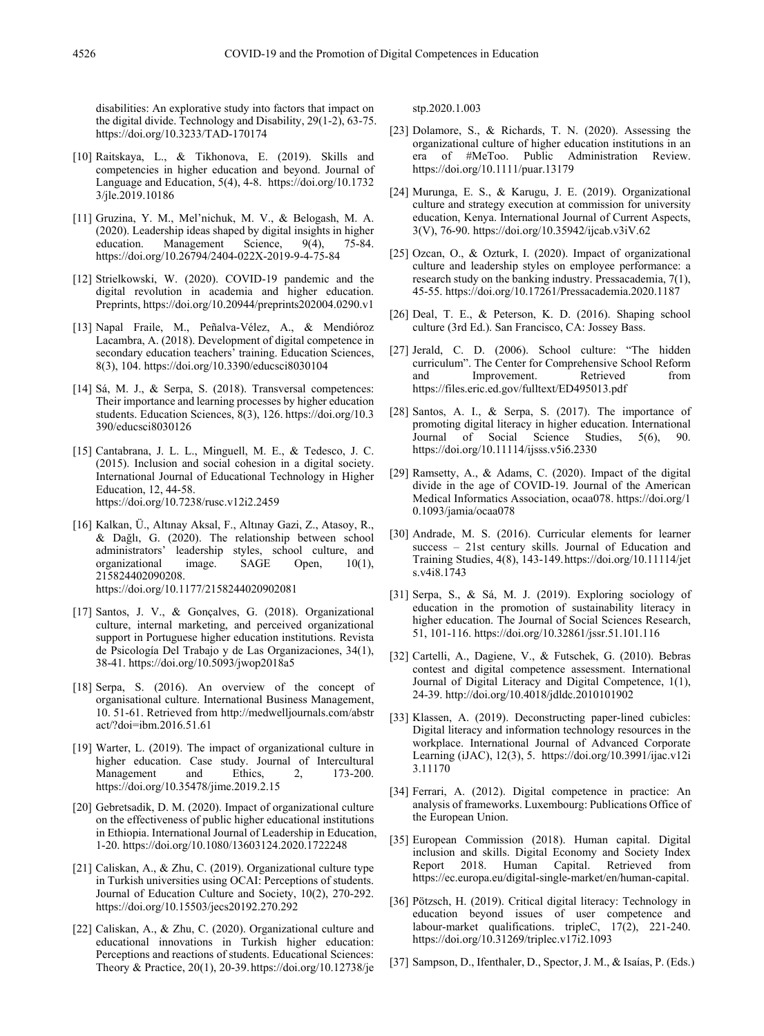disabilities: An explorative study into factors that impact on the digital divide. Technology and Disability, 29(1-2), 63-75. https://doi.org/10.3233/TAD-170174

[10] Raitskaya, L., & Tikhonova, E. (2019). Skills and competencies in higher education and beyond. Journal of Language and Education, 5(4), 4-8. https://doi.org/10.17323/jle.2019.10186

[11] Gruzina, Y. M., Mel'nichuk, M. V., & Belogash, M. A. (2020). Leadership ideas shaped by digital insights in higher education. Management Science, 9(4), 75-84. https://doi.org/10.26794/2404-022X-2019-9-4-75-84

[12] Strielkowski, W. (2020). COVID-19 pandemic and the digital revolution in academia and higher education. Preprints, https://doi.org/10.20944/preprints202004.0290.v1

[13] Napal Fraile, M., Peñalva-Vélez, A., & Mendióroz Lacambra, A. (2018). Development of digital competence in secondary education teachers' training. Education Sciences, 8(3), 104. https://doi.org/10.3390/educsci8030104

[14] Sá, M. J., & Serpa, S. (2018). Transversal competences: Their importance and learning processes by higher education students. Education Sciences, 8(3), 126. https://doi.org/10.3390/educsci8030126

[15] Cantabrana, J. L. L., Minguell, M. E., & Tedesco, J. C. (2015). Inclusion and social cohesion in a digital society. International Journal of Educational Technology in Higher Education, 12, 44-58. https://doi.org/10.7238/rusc.v12i2.2459

[16] Kalkan, Ü., Altınay Aksal, F., Altınay Gazi, Z., Atasoy, R., & Dağlı, G. (2020). The relationship between school administrators' leadership styles, school culture, and organizational image. SAGE Open, 10(1), 215824402090208. https://doi.org/10.1177/2158244020902081

[17] Santos, J. V., & Gonçalves, G. (2018). Organizational culture, internal marketing, and perceived organizational support in Portuguese higher education institutions. Revista de Psicología Del Trabajo y de Las Organizaciones, 34(1), 38-41. https://doi.org/10.5093/jwop2018a5

[18] Serpa, S. (2016). An overview of the concept of organisational culture. International Business Management, 10. 51-61. Retrieved from http://medwelljournals.com/abstract/?doi=ibm.2016.51.61

[19] Warter, L. (2019). The impact of organizational culture in higher education. Case study. Journal of Intercultural Management and Ethics, 2, 173-200. https://doi.org/10.35478/jime.2019.2.15

[20] Gebretsadik, D. M. (2020). Impact of organizational culture on the effectiveness of public higher educational institutions in Ethiopia. International Journal of Leadership in Education, 1-20. https://doi.org/10.1080/13603124.2020.1722248

[21] Caliskan, A., & Zhu, C. (2019). Organizational culture type in Turkish universities using OCAI: Perceptions of students. Journal of Education Culture and Society, 10(2), 270-292. https://doi.org/10.15503/jecs20192.270.292

[22] Caliskan, A., & Zhu, C. (2020). Organizational culture and educational innovations in Turkish higher education: Perceptions and reactions of students. Educational Sciences: Theory & Practice, 20(1), 20-39. https://doi.org/10.12738/jestp.2020.1.003

[23] Dolamore, S., & Richards, T. N. (2020). Assessing the organizational culture of higher education institutions in an era of #MeToo. Public Administration Review. https://doi.org/10.1111/puar.13179

[24] Murunga, E. S., & Karugu, J. E. (2019). Organizational culture and strategy execution at commission for university education, Kenya. International Journal of Current Aspects, 3(V), 76-90. https://doi.org/10.35942/ijcab.v3iV.62

[25] Ozcan, O., & Ozturk, I. (2020). Impact of organizational culture and leadership styles on employee performance: a research study on the banking industry. Pressacademia, 7(1), 45-55. https://doi.org/10.17261/Pressacademia.2020.1187

[26] Deal, T. E., & Peterson, K. D. (2016). Shaping school culture (3rd Ed.). San Francisco, CA: Jossey Bass.

[27] Jerald, C. D. (2006). School culture: "The hidden curriculum". The Center for Comprehensive School Reform and Improvement. Retrieved from https://files.eric.ed.gov/fulltext/ED495013.pdf

[28] Santos, A. I., & Serpa, S. (2017). The importance of promoting digital literacy in higher education. International Journal of Social Science Studies, 5(6), 90. https://doi.org/10.11114/ijsss.v5i6.2330

[29] Ramsetty, A., & Adams, C. (2020). Impact of the digital divide in the age of COVID-19. Journal of the American Medical Informatics Association, ocaa078. https://doi.org/10.1093/jamia/ocaa078

[30] Andrade, M. S. (2016). Curricular elements for learner success – 21st century skills. Journal of Education and Training Studies, 4(8), 143-149. https://doi.org/10.11114/jets.v4i8.1743

[31] Serpa, S., & Sá, M. J. (2019). Exploring sociology of education in the promotion of sustainability literacy in higher education. The Journal of Social Sciences Research, 51, 101-116. https://doi.org/10.32861/jssr.51.101.116

[32] Cartelli, A., Dagiene, V., & Futschek, G. (2010). Bebras contest and digital competence assessment. International Journal of Digital Literacy and Digital Competence, 1(1), 24-39. http://doi.org/10.4018/jdldc.2010101902

[33] Klassen, A. (2019). Deconstructing paper-lined cubicles: Digital literacy and information technology resources in the workplace. International Journal of Advanced Corporate Learning (iJAC), 12(3), 5. https://doi.org/10.3991/ijac.v12i3.11170

[34] Ferrari, A. (2012). Digital competence in practice: An analysis of frameworks. Luxembourg: Publications Office of the European Union.

[35] European Commission (2018). Human capital. Digital inclusion and skills. Digital Economy and Society Index Report 2018. Human Capital. Retrieved from https://ec.europa.eu/digital-single-market/en/human-capital.

[36] Pötzsch, H. (2019). Critical digital literacy: Technology in education beyond issues of user competence and labour-market qualifications. tripleC, 17(2), 221-240. https://doi.org/10.31269/triplec.v17i2.1093

[37] Sampson, D., Ifenthaler, D., Spector, J. M., & Isaías, P. (Eds.)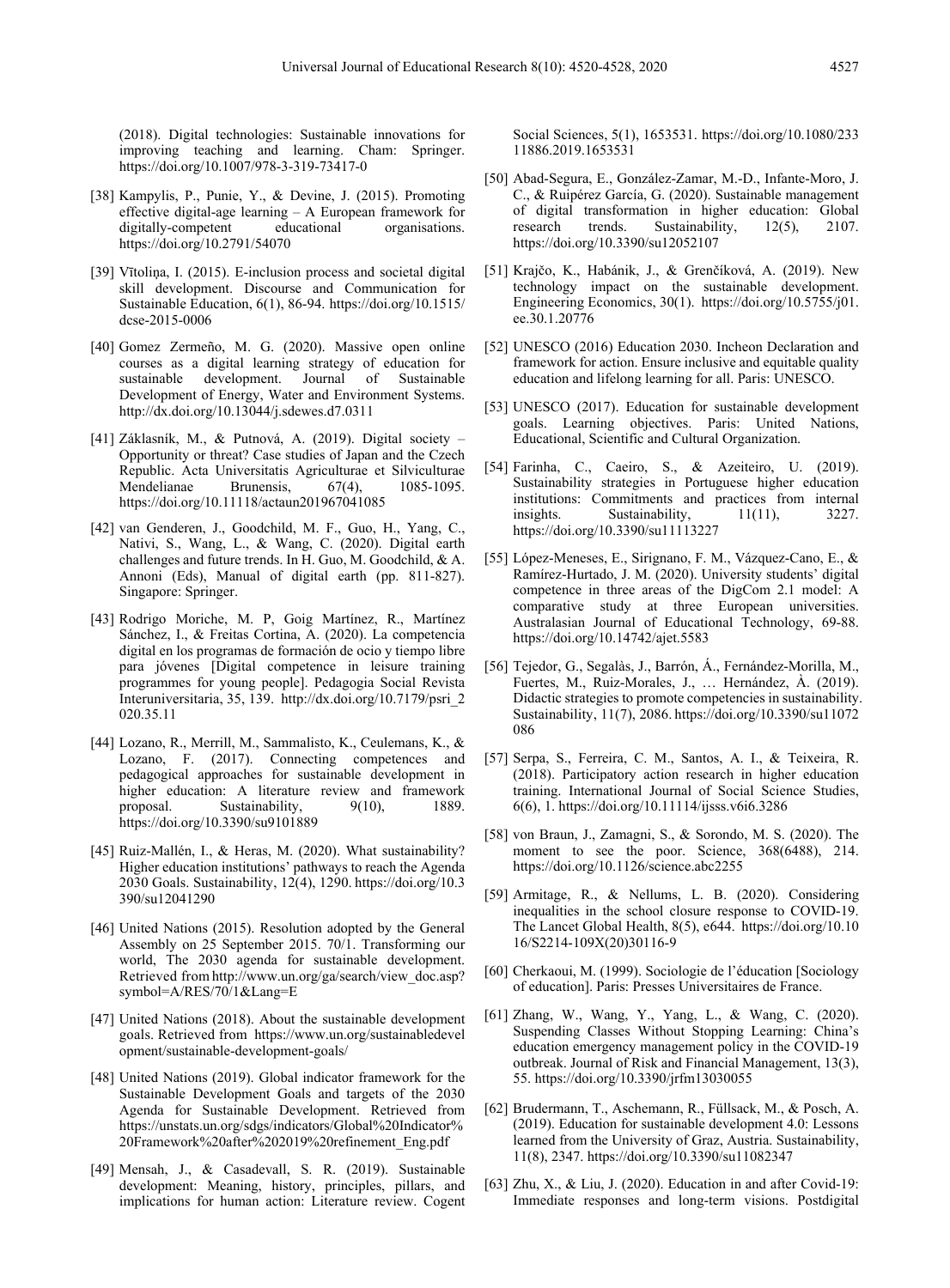(2018). Digital technologies: Sustainable innovations for improving teaching and learning. Cham: Springer. https://doi.org/10.1007/978-3-319-73417-0

[38] Kampylis, P., Punie, Y., & Devine, J. (2015). Promoting effective digital-age learning – A European framework for digitally-competent educational organisations. https://doi.org/10.2791/54070

[39] Vītoliņa, I. (2015). E-inclusion process and societal digital skill development. Discourse and Communication for Sustainable Education, 6(1), 86-94. https://doi.org/10.1515/dcse-2015-0006

[40] Gomez Zermeño, M. G. (2020). Massive open online courses as a digital learning strategy of education for sustainable development. Journal of Sustainable Development of Energy, Water and Environment Systems. http://dx.doi.org/10.13044/j.sdewes.d7.0311

[41] Záklasník, M., & Putnová, A. (2019). Digital society – Opportunity or threat? Case studies of Japan and the Czech Republic. Acta Universitatis Agriculturae et Silviculturae Mendelianae Brunensis, 67(4), 1085-1095. https://doi.org/10.11118/actaun201967041085

[42] van Genderen, J., Goodchild, M. F., Guo, H., Yang, C., Nativi, S., Wang, L., & Wang, C. (2020). Digital earth challenges and future trends. In H. Guo, M. Goodchild, & A. Annoni (Eds), Manual of digital earth (pp. 811-827). Singapore: Springer.

[43] Rodrigo Moriche, M. P, Goig Martínez, R., Martínez Sánchez, I., & Freitas Cortina, A. (2020). La competencia digital en los programas de formación de ocio y tiempo libre para jóvenes [Digital competence in leisure training programmes for young people]. Pedagogia Social Revista Interuniversitaria, 35, 139. http://dx.doi.org/10.7179/psri_2020.35.11

[44] Lozano, R., Merrill, M., Sammalisto, K., Ceulemans, K., & Lozano, F. (2017). Connecting competences and pedagogical approaches for sustainable development in higher education: A literature review and framework proposal. Sustainability, 9(10), 1889. https://doi.org/10.3390/su9101889

[45] Ruiz-Mallén, I., & Heras, M. (2020). What sustainability? Higher education institutions' pathways to reach the Agenda 2030 Goals. Sustainability, 12(4), 1290. https://doi.org/10.3390/su12041290

[46] United Nations (2015). Resolution adopted by the General Assembly on 25 September 2015. 70/1. Transforming our world, The 2030 agenda for sustainable development. Retrieved from http://www.un.org/ga/search/view_doc.asp?symbol=A/RES/70/1&Lang=E

[47] United Nations (2018). About the sustainable development goals. Retrieved from https://www.un.org/sustainabledevelopment/sustainable-development-goals/

[48] United Nations (2019). Global indicator framework for the Sustainable Development Goals and targets of the 2030 Agenda for Sustainable Development. Retrieved from https://unstats.un.org/sdgs/indicators/Global%20Indicator%20Framework%20after%202019%20refinement_Eng.pdf

[49] Mensah, J., & Casadevall, S. R. (2019). Sustainable development: Meaning, history, principles, pillars, and implications for human action: Literature review. Cogent Social Sciences, 5(1), 1653531. https://doi.org/10.1080/23311886.2019.1653531

[50] Abad-Segura, E., González-Zamar, M.-D., Infante-Moro, J. C., & Ruipérez García, G. (2020). Sustainable management of digital transformation in higher education: Global research trends. Sustainability, 12(5), 2107. https://doi.org/10.3390/su12052107

[51] Krajčo, K., Habánik, J., & Grenčíková, A. (2019). New technology impact on the sustainable development. Engineering Economics, 30(1). https://doi.org/10.5755/j01.ee.30.1.20776

[52] UNESCO (2016) Education 2030. Incheon Declaration and framework for action. Ensure inclusive and equitable quality education and lifelong learning for all. Paris: UNESCO.

[53] UNESCO (2017). Education for sustainable development goals. Learning objectives. Paris: United Nations, Educational, Scientific and Cultural Organization.

[54] Farinha, C., Caeiro, S., & Azeiteiro, U. (2019). Sustainability strategies in Portuguese higher education institutions: Commitments and practices from internal insights. Sustainability, 11(11), 3227. https://doi.org/10.3390/su11113227

[55] López-Meneses, E., Sirignano, F. M., Vázquez-Cano, E., & Ramírez-Hurtado, J. M. (2020). University students' digital competence in three areas of the DigCom 2.1 model: A comparative study at three European universities. Australasian Journal of Educational Technology, 69-88. https://doi.org/10.14742/ajet.5583

[56] Tejedor, G., Segalàs, J., Barrón, Á., Fernández-Morilla, M., Fuertes, M., Ruiz-Morales, J., … Hernández, À. (2019). Didactic strategies to promote competencies in sustainability. Sustainability, 11(7), 2086. https://doi.org/10.3390/su11072086

[57] Serpa, S., Ferreira, C. M., Santos, A. I., & Teixeira, R. (2018). Participatory action research in higher education training. International Journal of Social Science Studies, 6(6), 1. https://doi.org/10.11114/ijsss.v6i6.3286

[58] von Braun, J., Zamagni, S., & Sorondo, M. S. (2020). The moment to see the poor. Science, 368(6488), 214. https://doi.org/10.1126/science.abc2255

[59] Armitage, R., & Nellums, L. B. (2020). Considering inequalities in the school closure response to COVID-19. The Lancet Global Health, 8(5), e644. https://doi.org/10.1016/S2214-109X(20)30116-9

[60] Cherkaoui, M. (1999). Sociologie de l'éducation [Sociology of education]. Paris: Presses Universitaires de France.

[61] Zhang, W., Wang, Y., Yang, L., & Wang, C. (2020). Suspending Classes Without Stopping Learning: China's education emergency management policy in the COVID-19 outbreak. Journal of Risk and Financial Management, 13(3), 55. https://doi.org/10.3390/jrfm13030055

[62] Brudermann, T., Aschemann, R., Füllsack, M., & Posch, A. (2019). Education for sustainable development 4.0: Lessons learned from the University of Graz, Austria. Sustainability, 11(8), 2347. https://doi.org/10.3390/su11082347

[63] Zhu, X., & Liu, J. (2020). Education in and after Covid-19: Immediate responses and long-term visions. Postdigital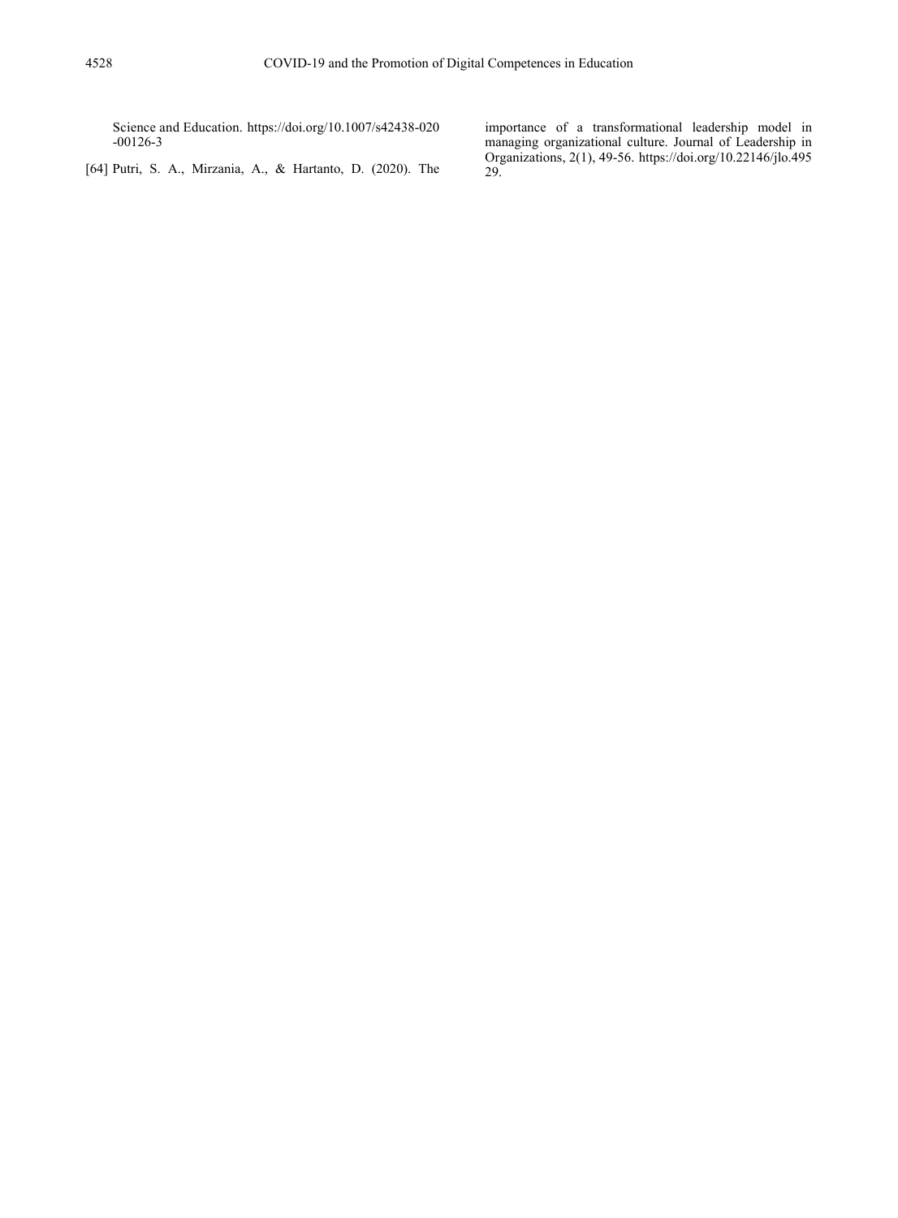Science and Education. https://doi.org/10.1007/s42438-020-00126-3

[64] Putri, S. A., Mirzania, A., & Hartanto, D. (2020). The importance of a transformational leadership model in managing organizational culture. Journal of Leadership in Organizations, 2(1), 49-56. https://doi.org/10.22146/jlo.49529.